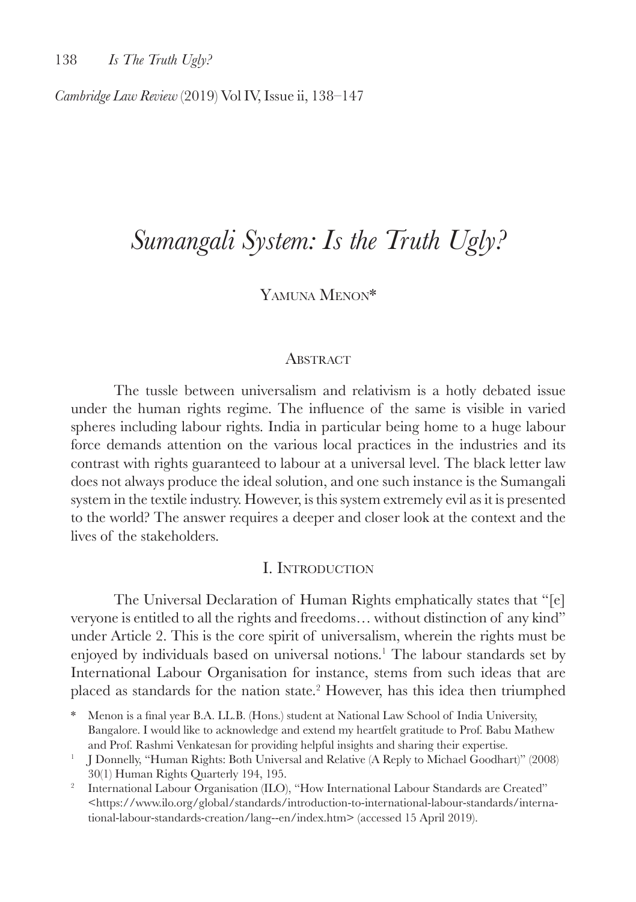# Sumangali System: Is the Truth Ugly?

Yamuna Menon*

## Abstract

The tussle between universalism and relativism is a hotly debated issue under the human rights regime. The influence of the same is visible in varied spheres including labour rights. India in particular being home to a huge labour force demands attention on the various local practices in the industries and its contrast with rights guaranteed to labour at a universal level. The black letter law does not always produce the ideal solution, and one such instance is the Sumangali system in the textile industry. However, is this system extremely evil as it is presented to the world? The answer requires a deeper and closer look at the context and the lives of the stakeholders.

## I. Introduction

The Universal Declaration of Human Rights emphatically states that "[e]veryone is entitled to all the rights and freedoms… without distinction of any kind" under Article 2. This is the core spirit of universalism, wherein the rights must be enjoyed by individuals based on universal notions.[1] The labour standards set by International Labour Organisation for instance, stems from such ideas that are placed as standards for the nation state.[2] However, has this idea then triumphed

\* Menon is a final year B.A. LL.B. (Hons.) student at National Law School of India University, Bangalore. I would like to acknowledge and extend my heartfelt gratitude to Prof. Babu Mathew and Prof. Rashmi Venkatesan for providing helpful insights and sharing their expertise.

[1] J Donnelly, "Human Rights: Both Universal and Relative (A Reply to Michael Goodhart)" (2008) 30(1) Human Rights Quarterly 194, 195.

[2] International Labour Organisation (ILO), "How International Labour Standards are Created" <https://www.ilo.org/global/standards/introduction-to-international-labour-standards/international-labour-standards-creation/lang--en/index.htm> (accessed 15 April 2019).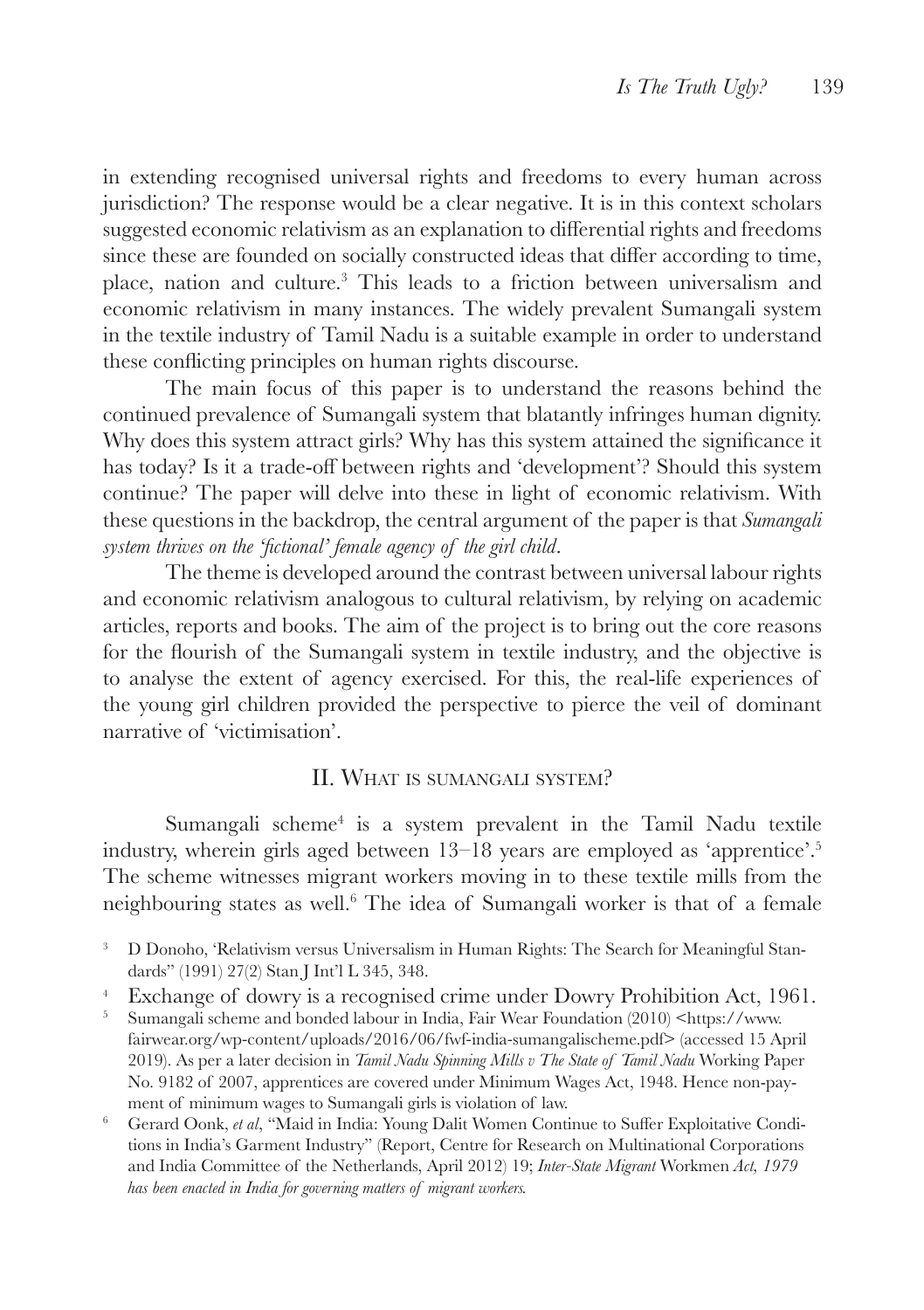in extending recognised universal rights and freedoms to every human across jurisdiction? The response would be a clear negative. It is in this context scholars suggested economic relativism as an explanation to differential rights and freedoms since these are founded on socially constructed ideas that differ according to time, place, nation and culture.[3] This leads to a friction between universalism and economic relativism in many instances. The widely prevalent Sumangali system in the textile industry of Tamil Nadu is a suitable example in order to understand these conflicting principles on human rights discourse.

The main focus of this paper is to understand the reasons behind the continued prevalence of Sumangali system that blatantly infringes human dignity. Why does this system attract girls? Why has this system attained the significance it has today? Is it a trade-off between rights and 'development'? Should this system continue? The paper will delve into these in light of economic relativism. With these questions in the backdrop, the central argument of the paper is that *Sumangali system thrives on the 'fictional' female agency of the girl child*.

The theme is developed around the contrast between universal labour rights and economic relativism analogous to cultural relativism, by relying on academic articles, reports and books. The aim of the project is to bring out the core reasons for the flourish of the Sumangali system in textile industry, and the objective is to analyse the extent of agency exercised. For this, the real-life experiences of the young girl children provided the perspective to pierce the veil of dominant narrative of 'victimisation'.

## II. What is sumangali system?

Sumangali scheme[4] is a system prevalent in the Tamil Nadu textile industry, wherein girls aged between 13–18 years are employed as 'apprentice'.[5] The scheme witnesses migrant workers moving in to these textile mills from the neighbouring states as well.[6] The idea of Sumangali worker is that of a female

---

[3] D Donoho, 'Relativism versus Universalism in Human Rights: The Search for Meaningful Standards" (1991) 27(2) Stan J Int'l L 345, 348.

[4] Exchange of dowry is a recognised crime under Dowry Prohibition Act, 1961.

[5] Sumangali scheme and bonded labour in India, Fair Wear Foundation (2010) <https://www.fairwear.org/wp-content/uploads/2016/06/fwf-india-sumangalischeme.pdf> (accessed 15 April 2019). As per a later decision in *Tamil Nadu Spinning Mills v The State of Tamil Nadu* Working Paper No. 9182 of 2007, apprentices are covered under Minimum Wages Act, 1948. Hence non-payment of minimum wages to Sumangali girls is violation of law.

[6] Gerard Oonk, *et al*, "Maid in India: Young Dalit Women Continue to Suffer Exploitative Conditions in India's Garment Industry" (Report, Centre for Research on Multinational Corporations and India Committee of the Netherlands, April 2012) 19; *Inter-State Migrant* Workmen *Act, 1979 has been enacted in India for governing matters of migrant workers.*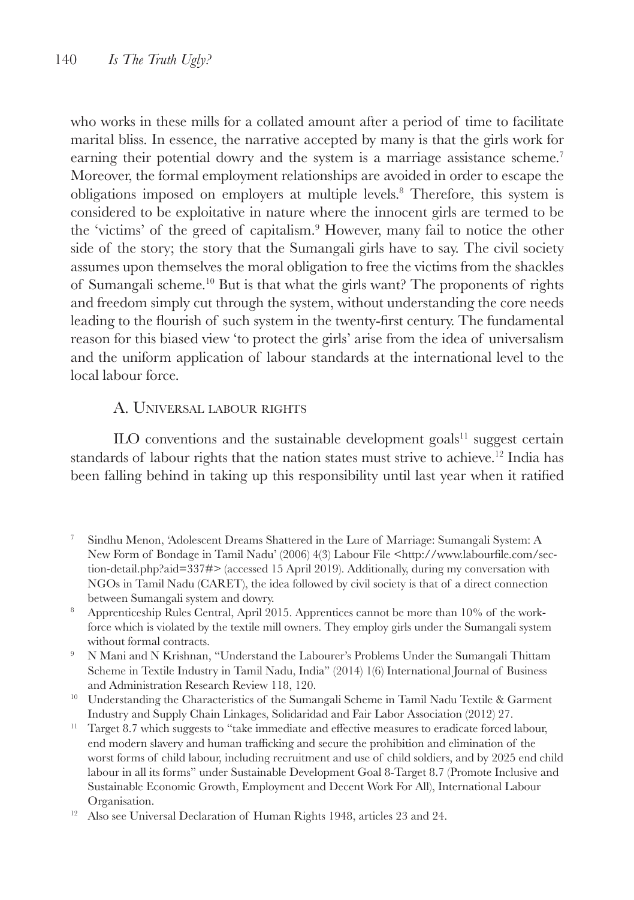who works in these mills for a collated amount after a period of time to facilitate marital bliss. In essence, the narrative accepted by many is that the girls work for earning their potential dowry and the system is a marriage assistance scheme.[7] Moreover, the formal employment relationships are avoided in order to escape the obligations imposed on employers at multiple levels.[8] Therefore, this system is considered to be exploitative in nature where the innocent girls are termed to be the 'victims' of the greed of capitalism.[9] However, many fail to notice the other side of the story; the story that the Sumangali girls have to say. The civil society assumes upon themselves the moral obligation to free the victims from the shackles of Sumangali scheme.[10] But is that what the girls want? The proponents of rights and freedom simply cut through the system, without understanding the core needs leading to the flourish of such system in the twenty-first century. The fundamental reason for this biased view 'to protect the girls' arise from the idea of universalism and the uniform application of labour standards at the international level to the local labour force.

### A. Universal labour rights

ILO conventions and the sustainable development goals[11] suggest certain standards of labour rights that the nation states must strive to achieve.[12] India has been falling behind in taking up this responsibility until last year when it ratified

---

[7] Sindhu Menon, 'Adolescent Dreams Shattered in the Lure of Marriage: Sumangali System: A New Form of Bondage in Tamil Nadu' (2006) 4(3) Labour File <http://www.labourfile.com/section-detail.php?aid=337#> (accessed 15 April 2019). Additionally, during my conversation with NGOs in Tamil Nadu (CARET), the idea followed by civil society is that of a direct connection between Sumangali system and dowry.

[8] Apprenticeship Rules Central, April 2015. Apprentices cannot be more than 10% of the workforce which is violated by the textile mill owners. They employ girls under the Sumangali system without formal contracts.

[9] N Mani and N Krishnan, "Understand the Labourer's Problems Under the Sumangali Thittam Scheme in Textile Industry in Tamil Nadu, India" (2014) 1(6) International Journal of Business and Administration Research Review 118, 120.

[10] Understanding the Characteristics of the Sumangali Scheme in Tamil Nadu Textile & Garment Industry and Supply Chain Linkages, Solidaridad and Fair Labor Association (2012) 27.

[11] Target 8.7 which suggests to "take immediate and effective measures to eradicate forced labour, end modern slavery and human trafficking and secure the prohibition and elimination of the worst forms of child labour, including recruitment and use of child soldiers, and by 2025 end child labour in all its forms" under Sustainable Development Goal 8-Target 8.7 (Promote Inclusive and Sustainable Economic Growth, Employment and Decent Work For All), International Labour Organisation.

[12] Also see Universal Declaration of Human Rights 1948, articles 23 and 24.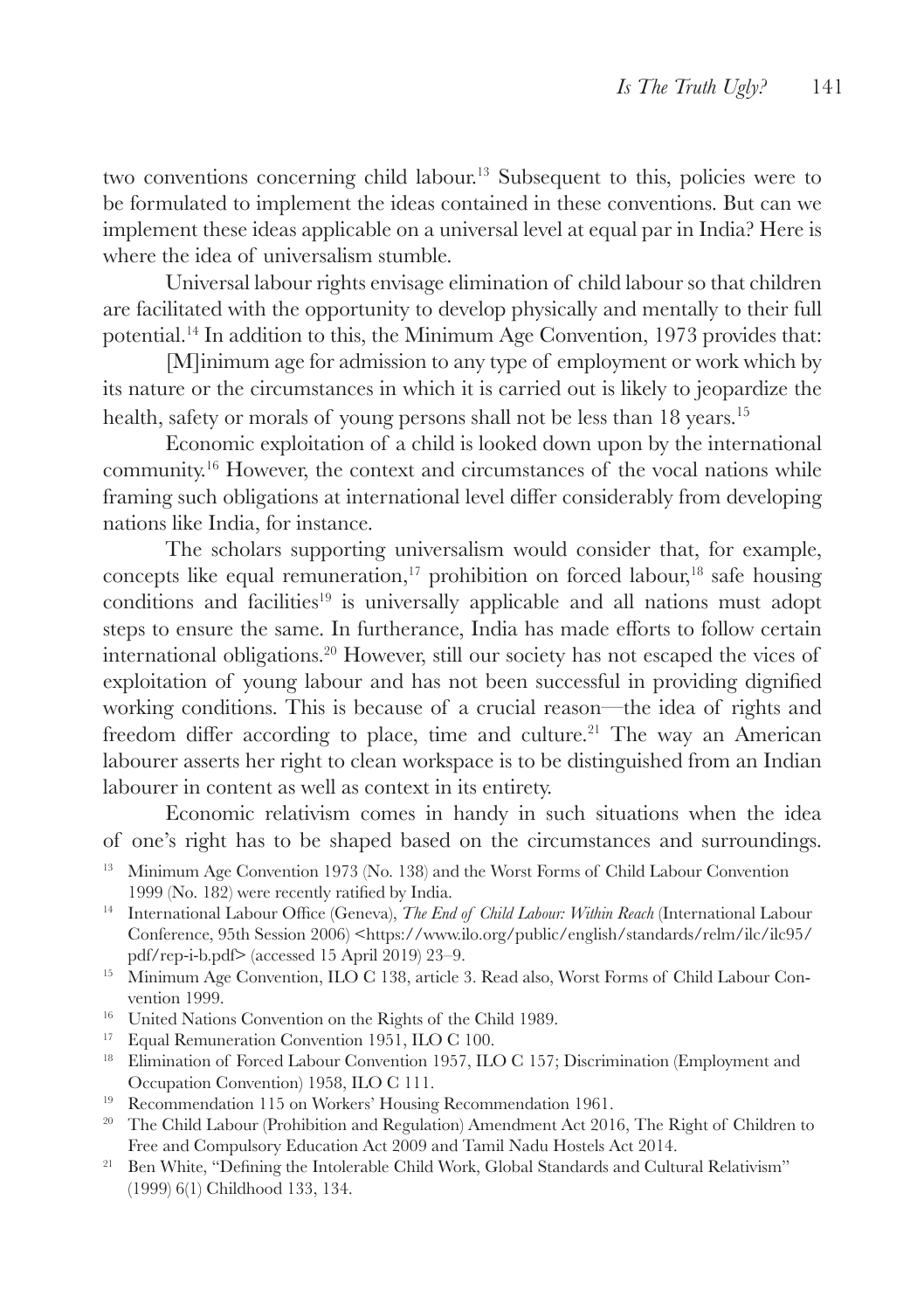two conventions concerning child labour.[13] Subsequent to this, policies were to be formulated to implement the ideas contained in these conventions. But can we implement these ideas applicable on a universal level at equal par in India? Here is where the idea of universalism stumble.

Universal labour rights envisage elimination of child labour so that children are facilitated with the opportunity to develop physically and mentally to their full potential.[14] In addition to this, the Minimum Age Convention, 1973 provides that:

> [M]inimum age for admission to any type of employment or work which by its nature or the circumstances in which it is carried out is likely to jeopardize the health, safety or morals of young persons shall not be less than 18 years.[15]

Economic exploitation of a child is looked down upon by the international community.[16] However, the context and circumstances of the vocal nations while framing such obligations at international level differ considerably from developing nations like India, for instance.

The scholars supporting universalism would consider that, for example, concepts like equal remuneration,[17] prohibition on forced labour,[18] safe housing conditions and facilities[19] is universally applicable and all nations must adopt steps to ensure the same. In furtherance, India has made efforts to follow certain international obligations.[20] However, still our society has not escaped the vices of exploitation of young labour and has not been successful in providing dignified working conditions. This is because of a crucial reason—the idea of rights and freedom differ according to place, time and culture.[21] The way an American labourer asserts her right to clean workspace is to be distinguished from an Indian labourer in content as well as context in its entirety.

Economic relativism comes in handy in such situations when the idea of one's right has to be shaped based on the circumstances and surroundings.

---

[13] Minimum Age Convention 1973 (No. 138) and the Worst Forms of Child Labour Convention 1999 (No. 182) were recently ratified by India.

[14] International Labour Office (Geneva), *The End of Child Labour: Within Reach* (International Labour Conference, 95th Session 2006) <https://www.ilo.org/public/english/standards/relm/ilc/ilc95/pdf/rep-i-b.pdf> (accessed 15 April 2019) 23–9.

[15] Minimum Age Convention, ILO C 138, article 3. Read also, Worst Forms of Child Labour Convention 1999.

[16] United Nations Convention on the Rights of the Child 1989.

[17] Equal Remuneration Convention 1951, ILO C 100.

[18] Elimination of Forced Labour Convention 1957, ILO C 157; Discrimination (Employment and Occupation Convention) 1958, ILO C 111.

[19] Recommendation 115 on Workers' Housing Recommendation 1961.

[20] The Child Labour (Prohibition and Regulation) Amendment Act 2016, The Right of Children to Free and Compulsory Education Act 2009 and Tamil Nadu Hostels Act 2014.

[21] Ben White, "Defining the Intolerable Child Work, Global Standards and Cultural Relativism" (1999) 6(1) Childhood 133, 134.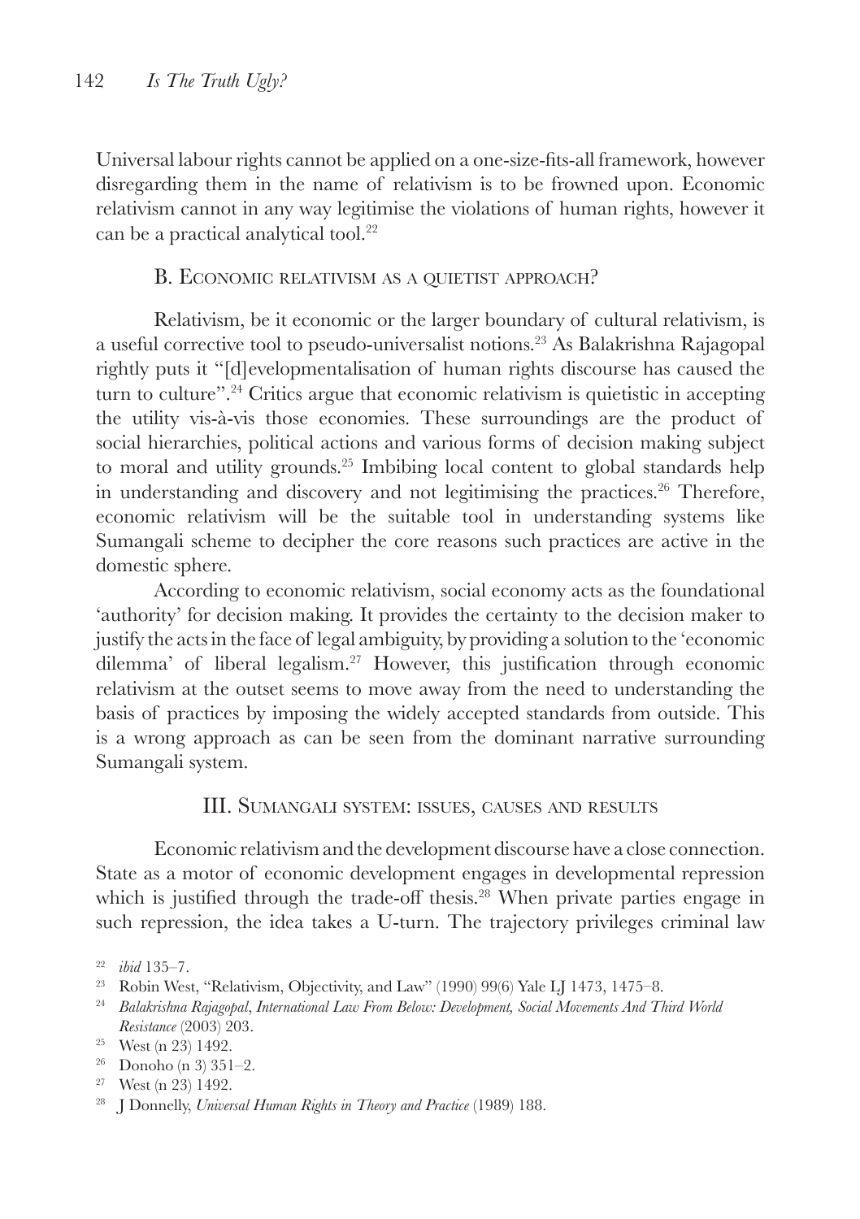Universal labour rights cannot be applied on a one-size-fits-all framework, however disregarding them in the name of relativism is to be frowned upon. Economic relativism cannot in any way legitimise the violations of human rights, however it can be a practical analytical tool.[22]

### B. Economic relativism as a quietist approach?

Relativism, be it economic or the larger boundary of cultural relativism, is a useful corrective tool to pseudo-universalist notions.[23] As Balakrishna Rajagopal rightly puts it "[d]evelopmentalisation of human rights discourse has caused the turn to culture".[24] Critics argue that economic relativism is quietistic in accepting the utility vis-à-vis those economies. These surroundings are the product of social hierarchies, political actions and various forms of decision making subject to moral and utility grounds.[25] Imbibing local content to global standards help in understanding and discovery and not legitimising the practices.[26] Therefore, economic relativism will be the suitable tool in understanding systems like Sumangali scheme to decipher the core reasons such practices are active in the domestic sphere.

According to economic relativism, social economy acts as the foundational 'authority' for decision making. It provides the certainty to the decision maker to justify the acts in the face of legal ambiguity, by providing a solution to the 'economic dilemma' of liberal legalism.[27] However, this justification through economic relativism at the outset seems to move away from the need to understanding the basis of practices by imposing the widely accepted standards from outside. This is a wrong approach as can be seen from the dominant narrative surrounding Sumangali system.

## III. Sumangali system: issues, causes and results

Economic relativism and the development discourse have a close connection. State as a motor of economic development engages in developmental repression which is justified through the trade-off thesis.[28] When private parties engage in such repression, the idea takes a U-turn. The trajectory privileges criminal law

---

[22] *ibid* 135–7.

[23] Robin West, "Relativism, Objectivity, and Law" (1990) 99(6) Yale LJ 1473, 1475–8.

[24] *Balakrishna Rajagopal*, *International Law From Below: Development, Social Movements And Third World Resistance* (2003) 203.

[25] West (n 23) 1492.

[26] Donoho (n 3) 351–2.

[27] West (n 23) 1492.

[28] J Donnelly, *Universal Human Rights in Theory and Practice* (1989) 188.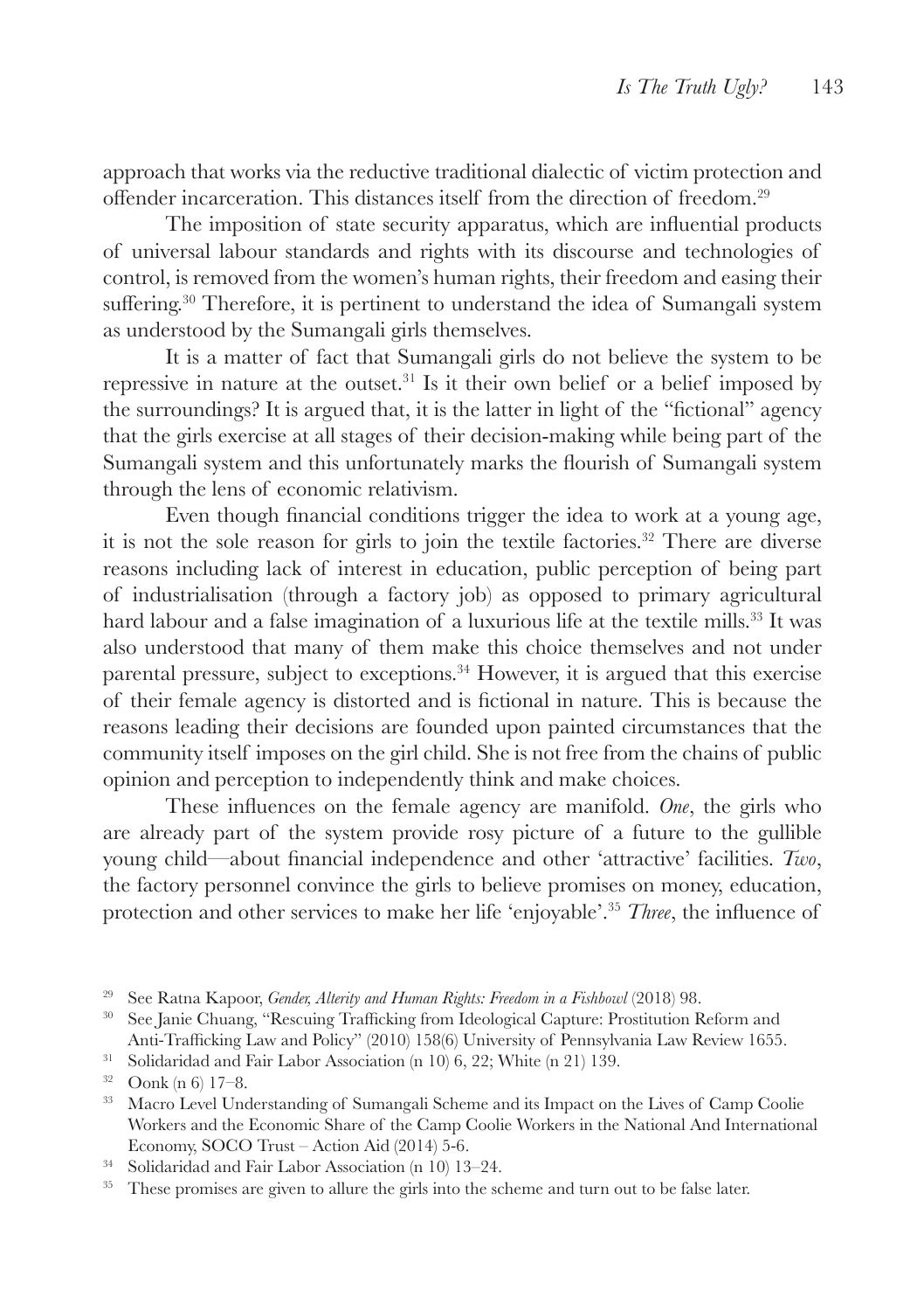approach that works via the reductive traditional dialectic of victim protection and offender incarceration. This distances itself from the direction of freedom.[29]

The imposition of state security apparatus, which are influential products of universal labour standards and rights with its discourse and technologies of control, is removed from the women's human rights, their freedom and easing their suffering.[30] Therefore, it is pertinent to understand the idea of Sumangali system as understood by the Sumangali girls themselves.

It is a matter of fact that Sumangali girls do not believe the system to be repressive in nature at the outset.[31] Is it their own belief or a belief imposed by the surroundings? It is argued that, it is the latter in light of the "fictional" agency that the girls exercise at all stages of their decision-making while being part of the Sumangali system and this unfortunately marks the flourish of Sumangali system through the lens of economic relativism.

Even though financial conditions trigger the idea to work at a young age, it is not the sole reason for girls to join the textile factories.[32] There are diverse reasons including lack of interest in education, public perception of being part of industrialisation (through a factory job) as opposed to primary agricultural hard labour and a false imagination of a luxurious life at the textile mills.[33] It was also understood that many of them make this choice themselves and not under parental pressure, subject to exceptions.[34] However, it is argued that this exercise of their female agency is distorted and is fictional in nature. This is because the reasons leading their decisions are founded upon painted circumstances that the community itself imposes on the girl child. She is not free from the chains of public opinion and perception to independently think and make choices.

These influences on the female agency are manifold. *One*, the girls who are already part of the system provide rosy picture of a future to the gullible young child—about financial independence and other 'attractive' facilities. *Two*, the factory personnel convince the girls to believe promises on money, education, protection and other services to make her life 'enjoyable'.[35] *Three*, the influence of

---

[29] See Ratna Kapoor, *Gender, Alterity and Human Rights: Freedom in a Fishbowl* (2018) 98.

[30] See Janie Chuang, "Rescuing Trafficking from Ideological Capture: Prostitution Reform and Anti-Trafficking Law and Policy" (2010) 158(6) University of Pennsylvania Law Review 1655.

[31] Solidaridad and Fair Labor Association (n 10) 6, 22; White (n 21) 139.

[32] Oonk (n 6) 17–8.

[33] Macro Level Understanding of Sumangali Scheme and its Impact on the Lives of Camp Coolie Workers and the Economic Share of the Camp Coolie Workers in the National And International Economy, SOCO Trust – Action Aid (2014) 5-6.

[34] Solidaridad and Fair Labor Association (n 10) 13–24.

[35] These promises are given to allure the girls into the scheme and turn out to be false later.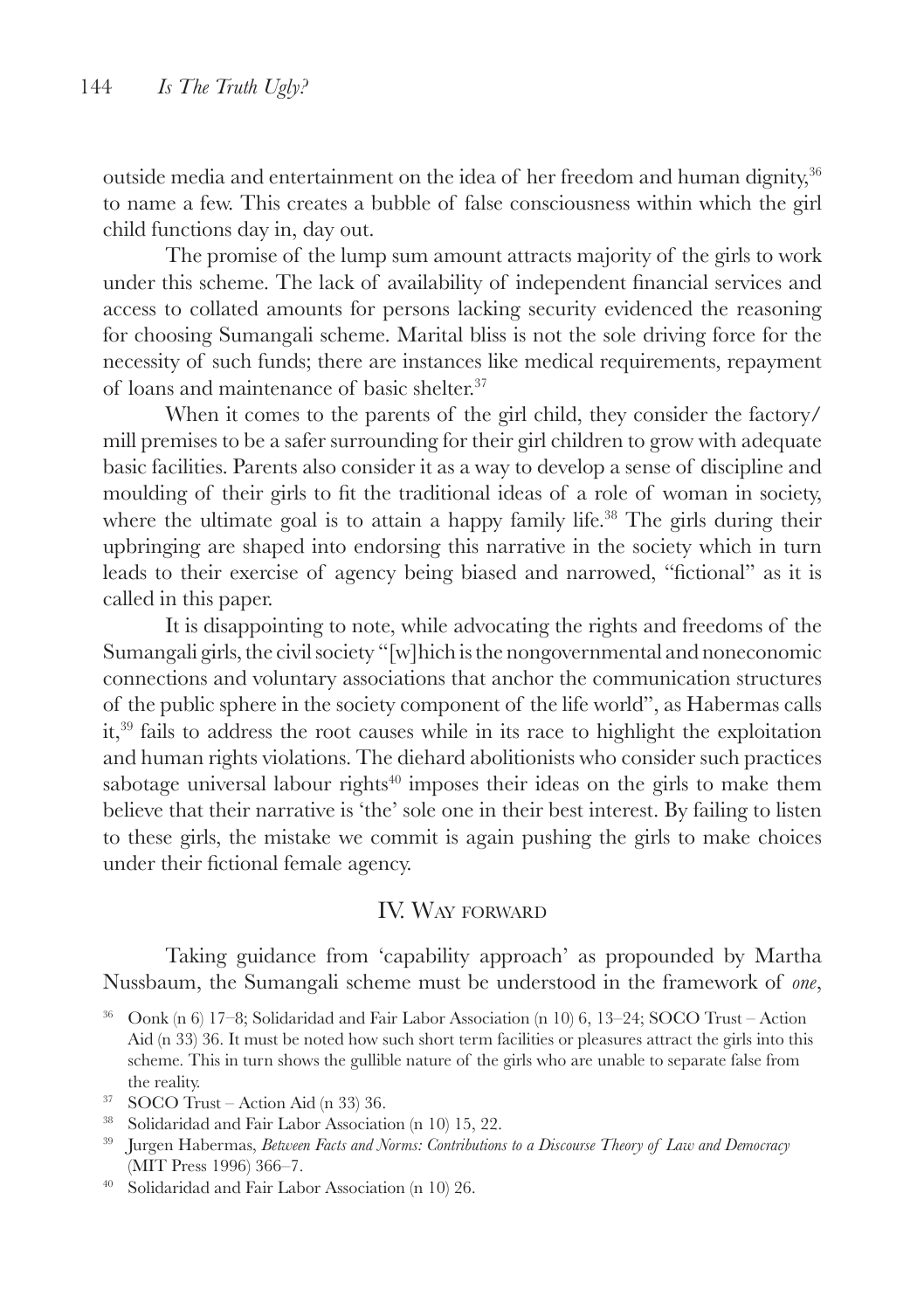outside media and entertainment on the idea of her freedom and human dignity,[36] to name a few. This creates a bubble of false consciousness within which the girl child functions day in, day out.

The promise of the lump sum amount attracts majority of the girls to work under this scheme. The lack of availability of independent financial services and access to collated amounts for persons lacking security evidenced the reasoning for choosing Sumangali scheme. Marital bliss is not the sole driving force for the necessity of such funds; there are instances like medical requirements, repayment of loans and maintenance of basic shelter.[37]

When it comes to the parents of the girl child, they consider the factory/ mill premises to be a safer surrounding for their girl children to grow with adequate basic facilities. Parents also consider it as a way to develop a sense of discipline and moulding of their girls to fit the traditional ideas of a role of woman in society, where the ultimate goal is to attain a happy family life.[38] The girls during their upbringing are shaped into endorsing this narrative in the society which in turn leads to their exercise of agency being biased and narrowed, "fictional" as it is called in this paper.

It is disappointing to note, while advocating the rights and freedoms of the Sumangali girls, the civil society "[w]hich is the nongovernmental and noneconomic connections and voluntary associations that anchor the communication structures of the public sphere in the society component of the life world", as Habermas calls it,[39] fails to address the root causes while in its race to highlight the exploitation and human rights violations. The diehard abolitionists who consider such practices sabotage universal labour rights[40] imposes their ideas on the girls to make them believe that their narrative is 'the' sole one in their best interest. By failing to listen to these girls, the mistake we commit is again pushing the girls to make choices under their fictional female agency.

## IV. Way forward

Taking guidance from 'capability approach' as propounded by Martha Nussbaum, the Sumangali scheme must be understood in the framework of *one*,

---

[36] Oonk (n 6) 17–8; Solidaridad and Fair Labor Association (n 10) 6, 13–24; SOCO Trust – Action Aid (n 33) 36. It must be noted how such short term facilities or pleasures attract the girls into this scheme. This in turn shows the gullible nature of the girls who are unable to separate false from the reality.

[37] SOCO Trust – Action Aid (n 33) 36.

[38] Solidaridad and Fair Labor Association (n 10) 15, 22.

[39] Jurgen Habermas, *Between Facts and Norms: Contributions to a Discourse Theory of Law and Democracy* (MIT Press 1996) 366–7.

[40] Solidaridad and Fair Labor Association (n 10) 26.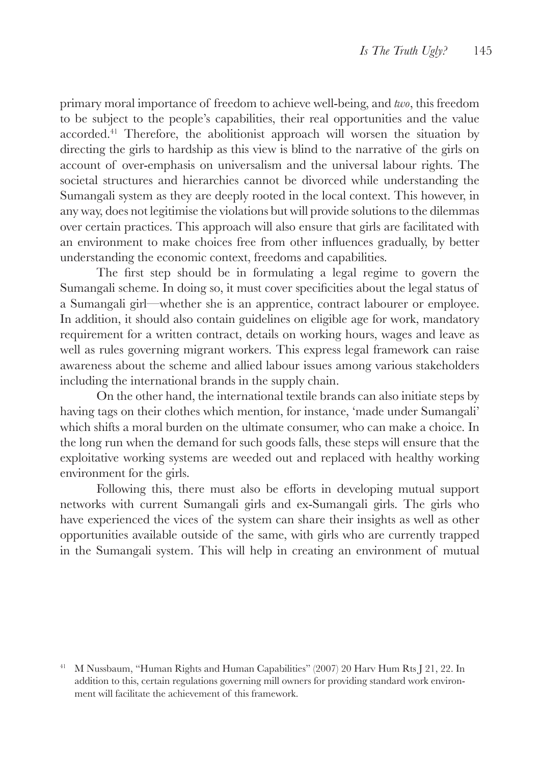primary moral importance of freedom to achieve well-being, and *two*, this freedom to be subject to the people's capabilities, their real opportunities and the value accorded.[41] Therefore, the abolitionist approach will worsen the situation by directing the girls to hardship as this view is blind to the narrative of the girls on account of over-emphasis on universalism and the universal labour rights. The societal structures and hierarchies cannot be divorced while understanding the Sumangali system as they are deeply rooted in the local context. This however, in any way, does not legitimise the violations but will provide solutions to the dilemmas over certain practices. This approach will also ensure that girls are facilitated with an environment to make choices free from other influences gradually, by better understanding the economic context, freedoms and capabilities.

The first step should be in formulating a legal regime to govern the Sumangali scheme. In doing so, it must cover specificities about the legal status of a Sumangali girl—whether she is an apprentice, contract labourer or employee. In addition, it should also contain guidelines on eligible age for work, mandatory requirement for a written contract, details on working hours, wages and leave as well as rules governing migrant workers. This express legal framework can raise awareness about the scheme and allied labour issues among various stakeholders including the international brands in the supply chain.

On the other hand, the international textile brands can also initiate steps by having tags on their clothes which mention, for instance, 'made under Sumangali' which shifts a moral burden on the ultimate consumer, who can make a choice. In the long run when the demand for such goods falls, these steps will ensure that the exploitative working systems are weeded out and replaced with healthy working environment for the girls.

Following this, there must also be efforts in developing mutual support networks with current Sumangali girls and ex-Sumangali girls. The girls who have experienced the vices of the system can share their insights as well as other opportunities available outside of the same, with girls who are currently trapped in the Sumangali system. This will help in creating an environment of mutual

[41] M Nussbaum, "Human Rights and Human Capabilities" (2007) 20 Harv Hum Rts J 21, 22. In addition to this, certain regulations governing mill owners for providing standard work environment will facilitate the achievement of this framework.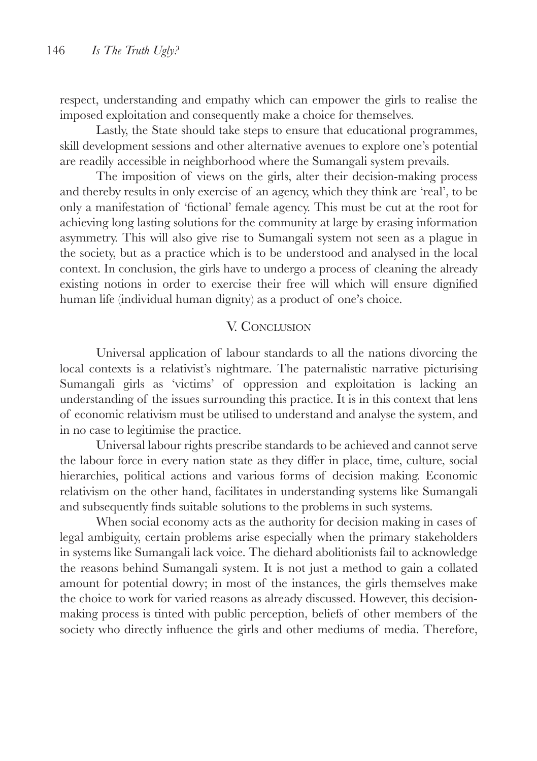respect, understanding and empathy which can empower the girls to realise the imposed exploitation and consequently make a choice for themselves.

Lastly, the State should take steps to ensure that educational programmes, skill development sessions and other alternative avenues to explore one's potential are readily accessible in neighborhood where the Sumangali system prevails.

The imposition of views on the girls, alter their decision-making process and thereby results in only exercise of an agency, which they think are 'real', to be only a manifestation of 'fictional' female agency. This must be cut at the root for achieving long lasting solutions for the community at large by erasing information asymmetry. This will also give rise to Sumangali system not seen as a plague in the society, but as a practice which is to be understood and analysed in the local context. In conclusion, the girls have to undergo a process of cleaning the already existing notions in order to exercise their free will which will ensure dignified human life (individual human dignity) as a product of one's choice.

## V. Conclusion

Universal application of labour standards to all the nations divorcing the local contexts is a relativist's nightmare. The paternalistic narrative picturising Sumangali girls as 'victims' of oppression and exploitation is lacking an understanding of the issues surrounding this practice. It is in this context that lens of economic relativism must be utilised to understand and analyse the system, and in no case to legitimise the practice.

Universal labour rights prescribe standards to be achieved and cannot serve the labour force in every nation state as they differ in place, time, culture, social hierarchies, political actions and various forms of decision making. Economic relativism on the other hand, facilitates in understanding systems like Sumangali and subsequently finds suitable solutions to the problems in such systems.

When social economy acts as the authority for decision making in cases of legal ambiguity, certain problems arise especially when the primary stakeholders in systems like Sumangali lack voice. The diehard abolitionists fail to acknowledge the reasons behind Sumangali system. It is not just a method to gain a collated amount for potential dowry; in most of the instances, the girls themselves make the choice to work for varied reasons as already discussed. However, this decision-making process is tinted with public perception, beliefs of other members of the society who directly influence the girls and other mediums of media. Therefore,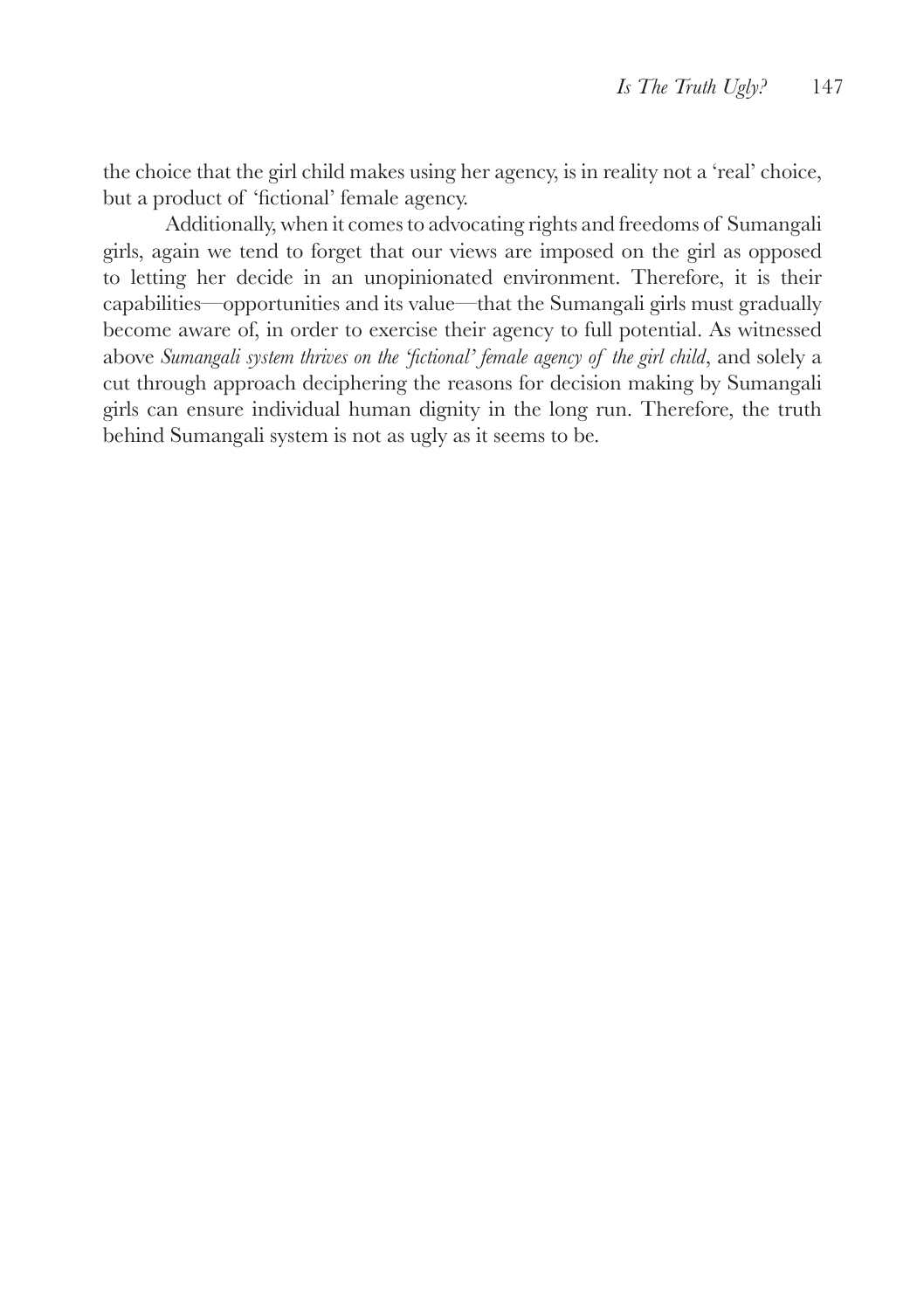the choice that the girl child makes using her agency, is in reality not a 'real' choice, but a product of 'fictional' female agency.

Additionally, when it comes to advocating rights and freedoms of Sumangali girls, again we tend to forget that our views are imposed on the girl as opposed to letting her decide in an unopinionated environment. Therefore, it is their capabilities—opportunities and its value—that the Sumangali girls must gradually become aware of, in order to exercise their agency to full potential. As witnessed above *Sumangali system thrives on the 'fictional' female agency of the girl child*, and solely a cut through approach deciphering the reasons for decision making by Sumangali girls can ensure individual human dignity in the long run. Therefore, the truth behind Sumangali system is not as ugly as it seems to be.